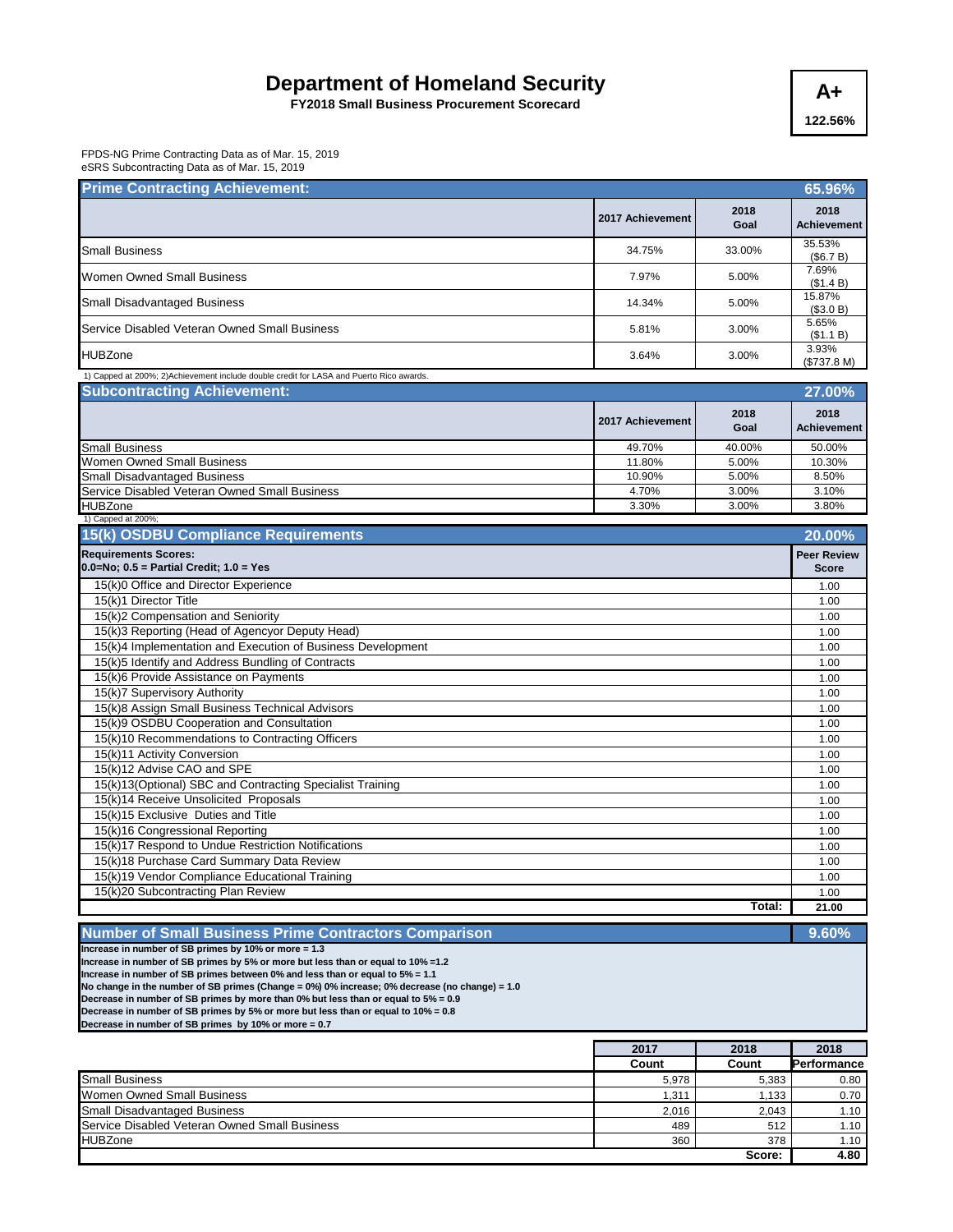# Department of Homeland Security

**FY2018 Small Business Procurement Scorecard**

**A+**

**122.56%**

FPDS-NG Prime Contracting Data as of Mar. 15, 2019
eSRS Subcontracting Data as of Mar. 15, 2019

## Prime Contracting Achievement: 65.96%

| | 2017 Achievement | 2018 Goal | 2018 Achievement |
|---|---|---|---|
| Small Business | 34.75% | 33.00% | 35.53% ($6.7 B) |
| Women Owned Small Business | 7.97% | 5.00% | 7.69% ($1.4 B) |
| Small Disadvantaged Business | 14.34% | 5.00% | 15.87% ($3.0 B) |
| Service Disabled Veteran Owned Small Business | 5.81% | 3.00% | 5.65% ($1.1 B) |
| HUBZone | 3.64% | 3.00% | 3.93% ($737.8 M) |

1) Capped at 200%; 2)Achievement include double credit for LASA and Puerto Rico awards.

## Subcontracting Achievement: 27.00%

| | 2017 Achievement | 2018 Goal | 2018 Achievement |
|---|---|---|---|
| Small Business | 49.70% | 40.00% | 50.00% |
| Women Owned Small Business | 11.80% | 5.00% | 10.30% |
| Small Disadvantaged Business | 10.90% | 5.00% | 8.50% |
| Service Disabled Veteran Owned Small Business | 4.70% | 3.00% | 3.10% |
| HUBZone | 3.30% | 3.00% | 3.80% |

1) Capped at 200%;

## 15(k) OSDBU Compliance Requirements 20.00%

| **Requirements Scores:** 0.0=No; 0.5 = Partial Credit; 1.0 = Yes | Peer Review Score |
|---|---|
| 15(k)0 Office and Director Experience | 1.00 |
| 15(k)1 Director Title | 1.00 |
| 15(k)2 Compensation and Seniority | 1.00 |
| 15(k)3 Reporting (Head of Agencyor Deputy Head) | 1.00 |
| 15(k)4 Implementation and Execution of Business Development | 1.00 |
| 15(k)5 Identify and Address Bundling of Contracts | 1.00 |
| 15(k)6 Provide Assistance on Payments | 1.00 |
| 15(k)7 Supervisory Authority | 1.00 |
| 15(k)8 Assign Small Business Technical Advisors | 1.00 |
| 15(k)9 OSDBU Cooperation and Consultation | 1.00 |
| 15(k)10 Recommendations to Contracting Officers | 1.00 |
| 15(k)11 Activity Conversion | 1.00 |
| 15(k)12 Advise CAO and SPE | 1.00 |
| 15(k)13(Optional) SBC and Contracting Specialist Training | 1.00 |
| 15(k)14 Receive Unsolicited Proposals | 1.00 |
| 15(k)15 Exclusive Duties and Title | 1.00 |
| 15(k)16 Congressional Reporting | 1.00 |
| 15(k)17 Respond to Undue Restriction Notifications | 1.00 |
| 15(k)18 Purchase Card Summary Data Review | 1.00 |
| 15(k)19 Vendor Compliance Educational Training | 1.00 |
| 15(k)20 Subcontracting Plan Review | 1.00 |
| **Total:** | **21.00** |

## Number of Small Business Prime Contractors Comparison 9.60%

**Increase in number of SB primes by 10% or more = 1.3**
**Increase in number of SB primes by 5% or more but less than or equal to 10% =1.2**
**Increase in number of SB primes between 0% and less than or equal to 5% = 1.1**
**No change in the number of SB primes (Change = 0%) 0% increase; 0% decrease (no change) = 1.0**
**Decrease in number of SB primes by more than 0% but less than or equal to 5% = 0.9**
**Decrease in number of SB primes by 5% or more but less than or equal to 10% = 0.8**
**Decrease in number of SB primes by 10% or more = 0.7**

| | 2017 Count | 2018 Count | 2018 Performance |
|---|---|---|---|
| Small Business | 5,978 | 5,383 | 0.80 |
| Women Owned Small Business | 1,311 | 1,133 | 0.70 |
| Small Disadvantaged Business | 2,016 | 2,043 | 1.10 |
| Service Disabled Veteran Owned Small Business | 489 | 512 | 1.10 |
| HUBZone | 360 | 378 | 1.10 |
| | | **Score:** | **4.80** |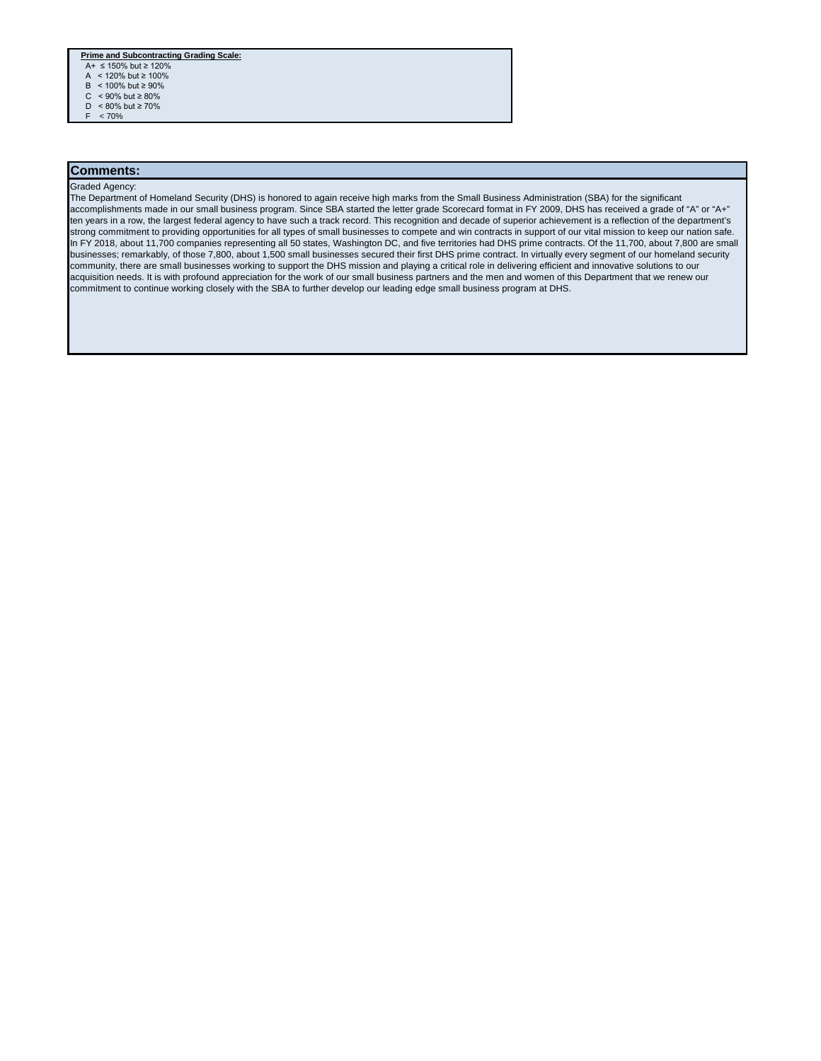**Prime and Subcontracting Grading Scale:**

- A+ ≤ 150% but ≥ 120%
- A < 120% but ≥ 100%
- B < 100% but ≥ 90%
- C < 90% but ≥ 80%
- D < 80% but ≥ 70%
- F < 70%

## Comments:

Graded Agency:
The Department of Homeland Security (DHS) is honored to again receive high marks from the Small Business Administration (SBA) for the significant accomplishments made in our small business program. Since SBA started the letter grade Scorecard format in FY 2009, DHS has received a grade of "A" or "A+" ten years in a row, the largest federal agency to have such a track record. This recognition and decade of superior achievement is a reflection of the department's strong commitment to providing opportunities for all types of small businesses to compete and win contracts in support of our vital mission to keep our nation safe. In FY 2018, about 11,700 companies representing all 50 states, Washington DC, and five territories had DHS prime contracts. Of the 11,700, about 7,800 are small businesses; remarkably, of those 7,800, about 1,500 small businesses secured their first DHS prime contract. In virtually every segment of our homeland security community, there are small businesses working to support the DHS mission and playing a critical role in delivering efficient and innovative solutions to our acquisition needs. It is with profound appreciation for the work of our small business partners and the men and women of this Department that we renew our commitment to continue working closely with the SBA to further develop our leading edge small business program at DHS.